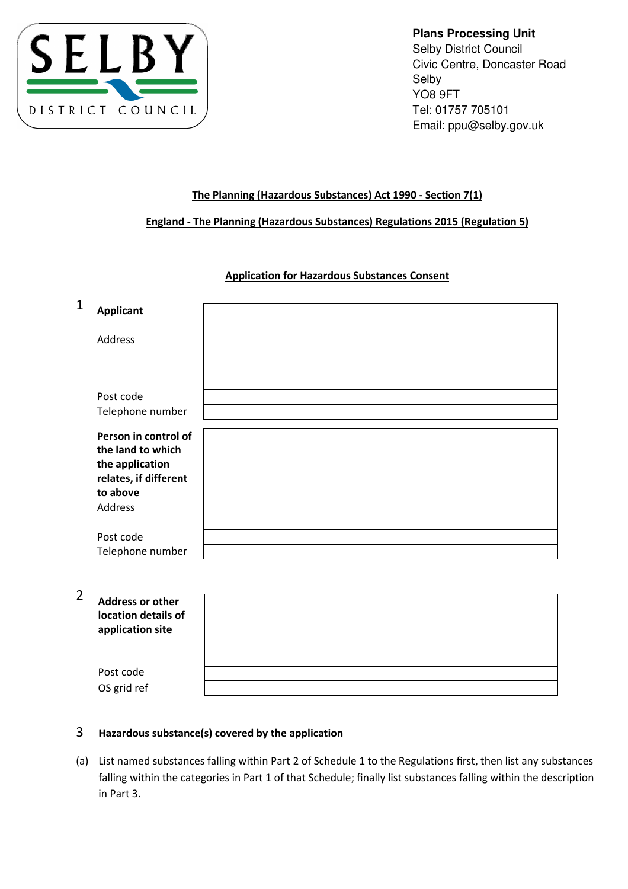SELBY DISTRICT COUNCIL

**Plans Processing Unit**
Selby District Council
Civic Centre, Doncaster Road
Selby
YO8 9FT
Tel: 01757 705101
Email: ppu@selby.gov.uk

**The Planning (Hazardous Substances) Act 1990 - Section 7(1)**

**England - The Planning (Hazardous Substances) Regulations 2015 (Regulation 5)**

## Application for Hazardous Substances Consent

**1**

| | |
|---|---|
| **Applicant** | |
| Address | |
| Post code | |
| Telephone number | |
| **Person in control of the land to which the application relates, if different to above** | |
| Address | |
| Post code | |
| Telephone number | |

**2**

| | |
|---|---|
| **Address or other location details of application site** | |
| Post code | |
| OS grid ref | |

**3 Hazardous substance(s) covered by the application**

(a) List named substances falling within Part 2 of Schedule 1 to the Regulations first, then list any substances falling within the categories in Part 1 of that Schedule; finally list substances falling within the description in Part 3.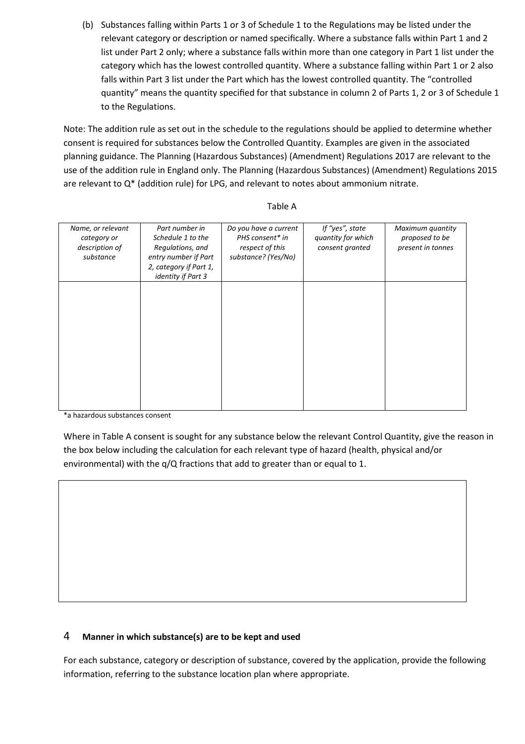(b) Substances falling within Parts 1 or 3 of Schedule 1 to the Regulations may be listed under the relevant category or description or named specifically. Where a substance falls within Part 1 and 2 list under Part 2 only; where a substance falls within more than one category in Part 1 list under the category which has the lowest controlled quantity. Where a substance falling within Part 1 or 2 also falls within Part 3 list under the Part which has the lowest controlled quantity. The "controlled quantity" means the quantity specified for that substance in column 2 of Parts 1, 2 or 3 of Schedule 1 to the Regulations.

Note: The addition rule as set out in the schedule to the regulations should be applied to determine whether consent is required for substances below the Controlled Quantity. Examples are given in the associated planning guidance. The Planning (Hazardous Substances) (Amendment) Regulations 2017 are relevant to the use of the addition rule in England only. The Planning (Hazardous Substances) (Amendment) Regulations 2015 are relevant to Q* (addition rule) for LPG, and relevant to notes about ammonium nitrate.

Table A

| *Name, or relevant category or description of substance* | *Part number in Schedule 1 to the Regulations, and entry number if Part 2, category if Part 1, identity if Part 3* | *Do you have a current PHS consent* in respect of this substance? (Yes/No)* | *If "yes", state quantity for which consent granted* | *Maximum quantity proposed to be present in tonnes* |
|---|---|---|---|---|
| | | | | |

*a hazardous substances consent

Where in Table A consent is sought for any substance below the relevant Control Quantity, give the reason in the box below including the calculation for each relevant type of hazard (health, physical and/or environmental) with the q/Q fractions that add to greater than or equal to 1.

| |
|---|
| |

## 4 Manner in which substance(s) are to be kept and used

For each substance, category or description of substance, covered by the application, provide the following information, referring to the substance location plan where appropriate.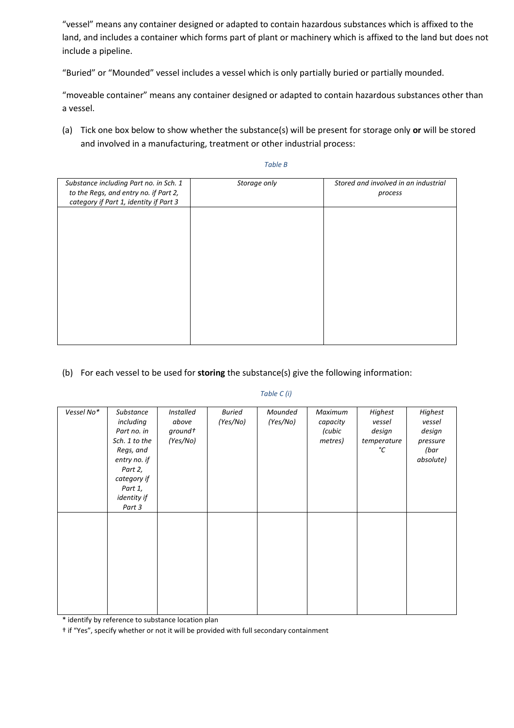"vessel" means any container designed or adapted to contain hazardous substances which is affixed to the land, and includes a container which forms part of plant or machinery which is affixed to the land but does not include a pipeline.

"Buried" or "Mounded" vessel includes a vessel which is only partially buried or partially mounded.

"moveable container" means any container designed or adapted to contain hazardous substances other than a vessel.

(a) Tick one box below to show whether the substance(s) will be present for storage only **or** will be stored and involved in a manufacturing, treatment or other industrial process:

*Table B*

| *Substance including Part no. in Sch. 1 to the Regs, and entry no. if Part 2, category if Part 1, identity if Part 3* | *Storage only* | *Stored and involved in an industrial process* |
|---|---|---|
| | | |

(b) For each vessel to be used for **storing** the substance(s) give the following information:

*Table C (i)*

| *Vessel No\** | *Substance including Part no. in Sch. 1 to the Regs, and entry no. if Part 2, category if Part 1, identity if Part 3* | *Installed above ground†* *(Yes/No)* | *Buried (Yes/No)* | *Mounded (Yes/No)* | *Maximum capacity (cubic metres)* | *Highest vessel design temperature °C* | *Highest vessel design pressure (bar absolute)* |
|---|---|---|---|---|---|---|---|
| | | | | | | | |

\* identify by reference to substance location plan

† if "Yes", specify whether or not it will be provided with full secondary containment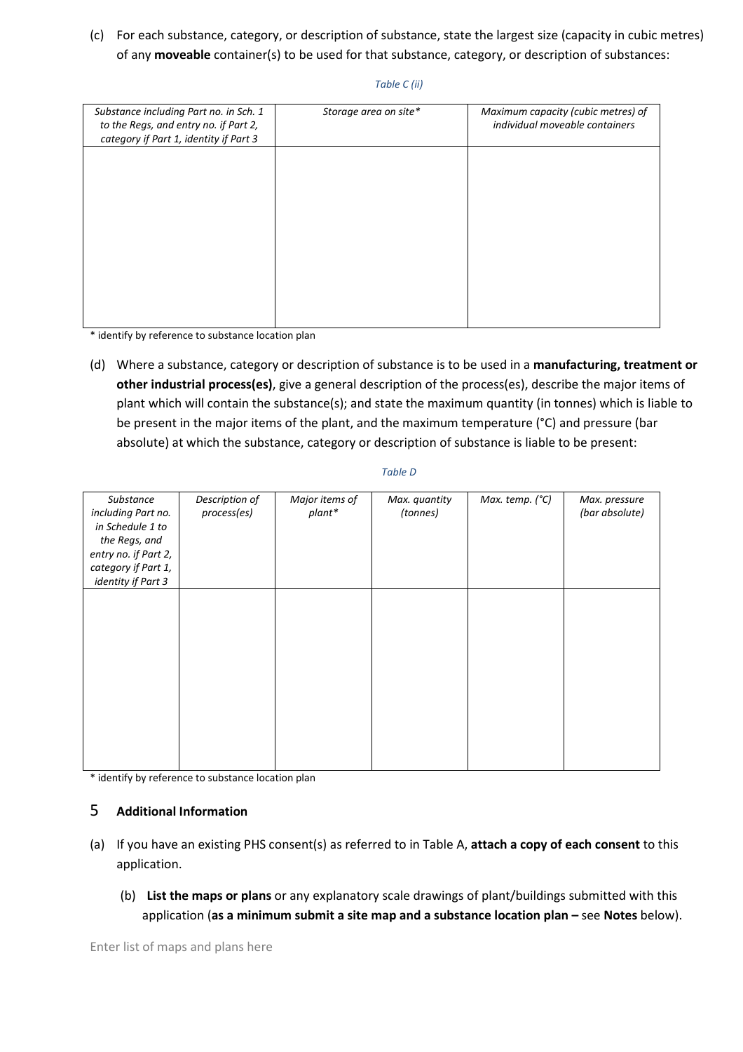(c) For each substance, category, or description of substance, state the largest size (capacity in cubic metres) of any **moveable** container(s) to be used for that substance, category, or description of substances:

*Table C (ii)*

| *Substance including Part no. in Sch. 1 to the Regs, and entry no. if Part 2, category if Part 1, identity if Part 3* | *Storage area on site** | *Maximum capacity (cubic metres) of individual moveable containers* |
|---|---|---|
| | | |

\* identify by reference to substance location plan

(d) Where a substance, category or description of substance is to be used in a **manufacturing, treatment or other industrial process(es)**, give a general description of the process(es), describe the major items of plant which will contain the substance(s); and state the maximum quantity (in tonnes) which is liable to be present in the major items of the plant, and the maximum temperature (°C) and pressure (bar absolute) at which the substance, category or description of substance is liable to be present:

*Table D*

| *Substance including Part no. in Schedule 1 to the Regs, and entry no. if Part 2, category if Part 1, identity if Part 3* | *Description of process(es)* | *Major items of plant** | *Max. quantity (tonnes)* | *Max. temp. (°C)* | *Max. pressure (bar absolute)* |
|---|---|---|---|---|---|
| | | | | | |

\* identify by reference to substance location plan

## 5 Additional Information

(a) If you have an existing PHS consent(s) as referred to in Table A, **attach a copy of each consent** to this application.

(b) **List the maps or plans** or any explanatory scale drawings of plant/buildings submitted with this application (**as a minimum submit a site map and a substance location plan –** see **Notes** below).

Enter list of maps and plans here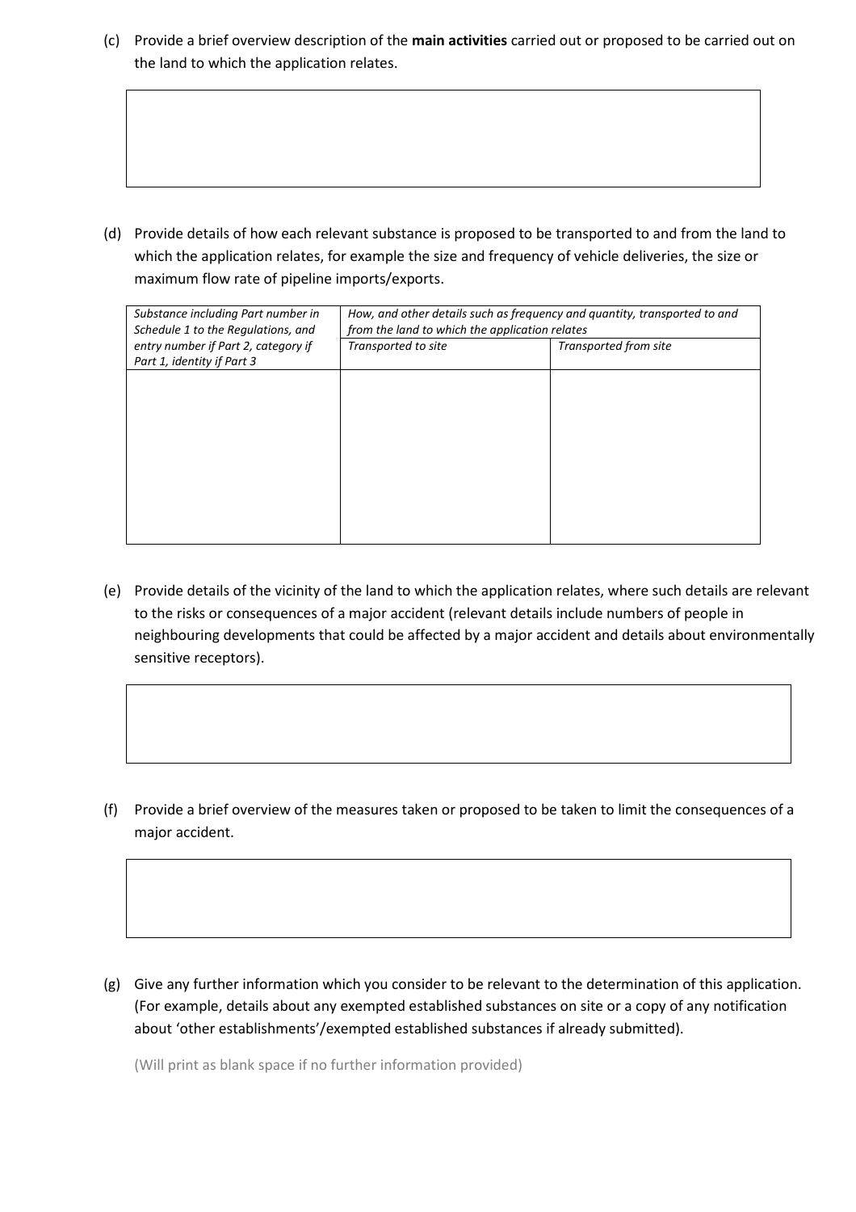(c) Provide a brief overview description of the **main activities** carried out or proposed to be carried out on the land to which the application relates.

| |
|---|
| |

(d) Provide details of how each relevant substance is proposed to be transported to and from the land to which the application relates, for example the size and frequency of vehicle deliveries, the size or maximum flow rate of pipeline imports/exports.

| *Substance including Part number in Schedule 1 to the Regulations, and entry number if Part 2, category if Part 1, identity if Part 3* | *How, and other details such as frequency and quantity, transported to and from the land to which the application relates* | |
|---|---|---|
| | *Transported to site* | *Transported from site* |
| | | |

(e) Provide details of the vicinity of the land to which the application relates, where such details are relevant to the risks or consequences of a major accident (relevant details include numbers of people in neighbouring developments that could be affected by a major accident and details about environmentally sensitive receptors).

| |
|---|
| |

(f) Provide a brief overview of the measures taken or proposed to be taken to limit the consequences of a major accident.

| |
|---|
| |

(g) Give any further information which you consider to be relevant to the determination of this application. (For example, details about any exempted established substances on site or a copy of any notification about 'other establishments'/exempted established substances if already submitted).

(Will print as blank space if no further information provided)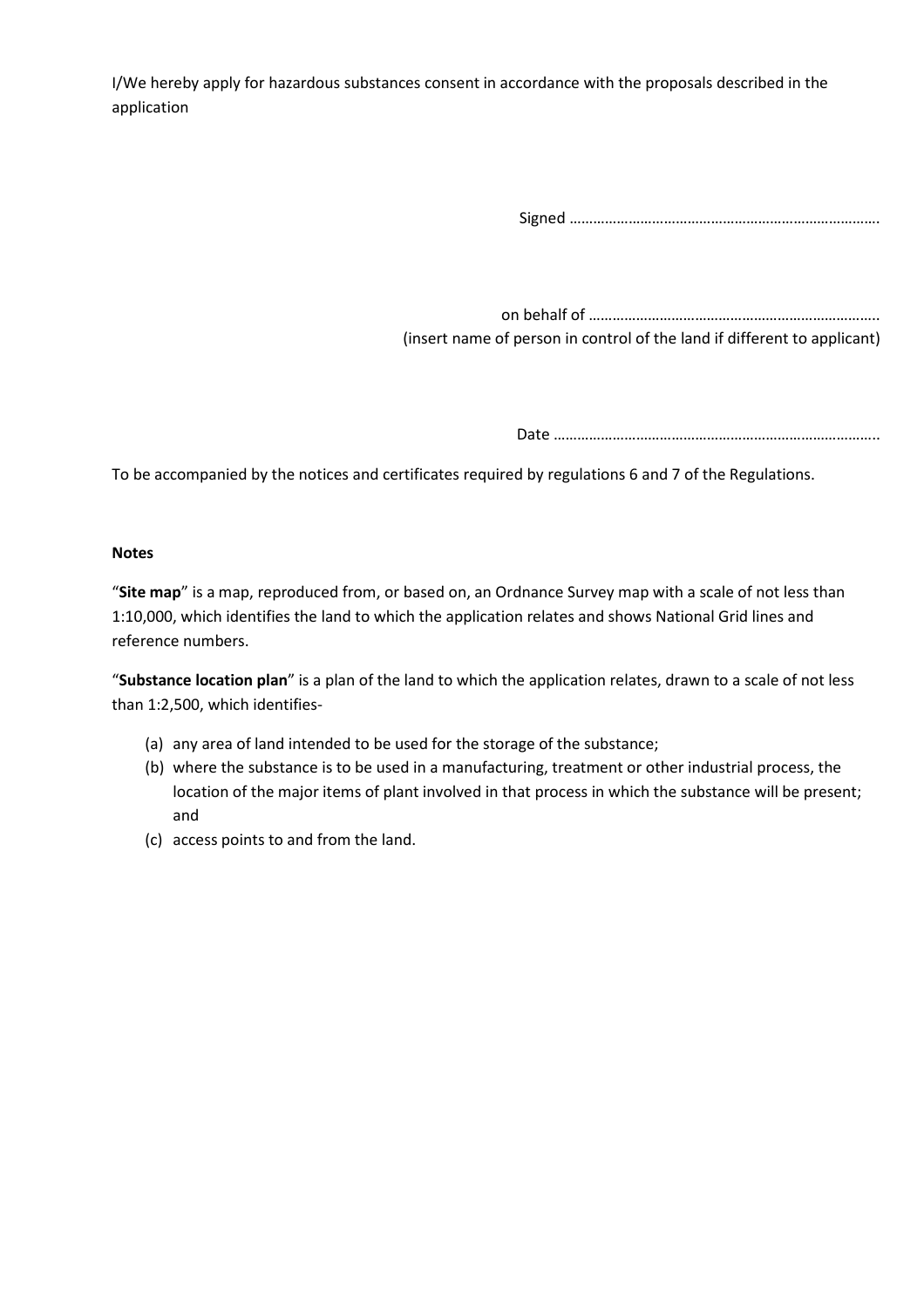I/We hereby apply for hazardous substances consent in accordance with the proposals described in the application

Signed …………………………………………………………………….

on behalf of ………………………………………………………………..
(insert name of person in control of the land if different to applicant)

Date ………………………………………………………………………..

To be accompanied by the notices and certificates required by regulations 6 and 7 of the Regulations.

**Notes**

"**Site map**" is a map, reproduced from, or based on, an Ordnance Survey map with a scale of not less than 1:10,000, which identifies the land to which the application relates and shows National Grid lines and reference numbers.

"**Substance location plan**" is a plan of the land to which the application relates, drawn to a scale of not less than 1:2,500, which identifies-

(a) any area of land intended to be used for the storage of the substance;
(b) where the substance is to be used in a manufacturing, treatment or other industrial process, the location of the major items of plant involved in that process in which the substance will be present; and
(c) access points to and from the land.